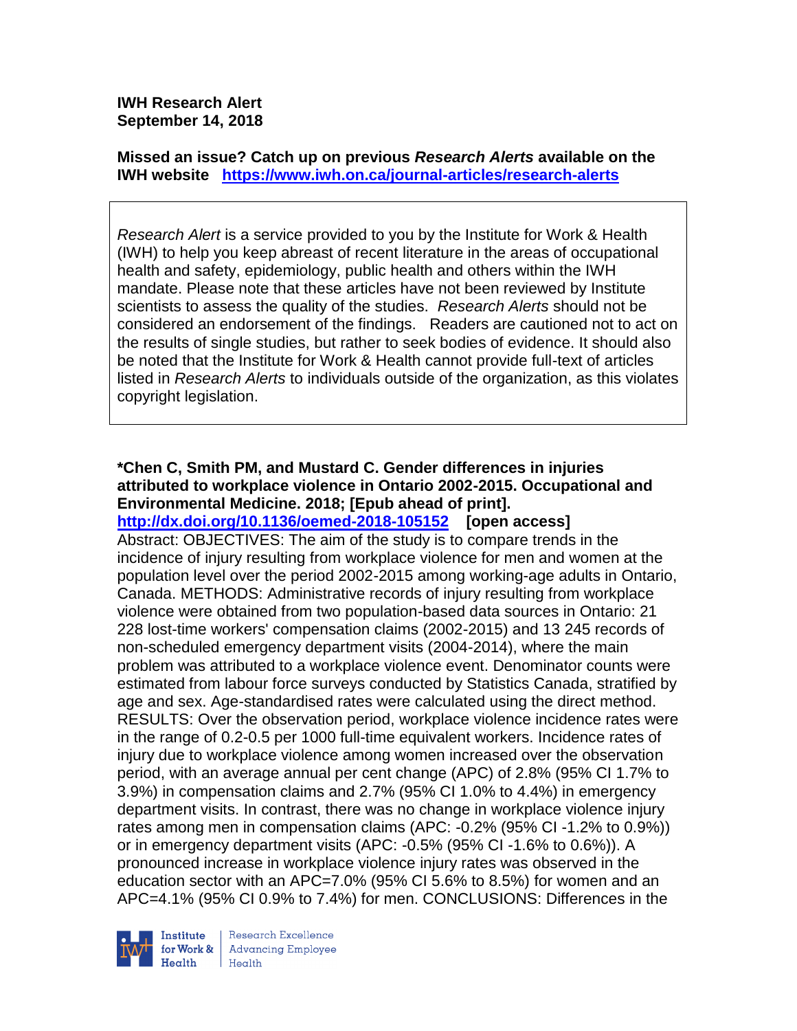**IWH Research Alert**
**September 14, 2018**

**Missed an issue? Catch up on previous *Research Alerts* available on the IWH website https://www.iwh.on.ca/journal-articles/research-alerts**

*Research Alert* is a service provided to you by the Institute for Work & Health (IWH) to help you keep abreast of recent literature in the areas of occupational health and safety, epidemiology, public health and others within the IWH mandate. Please note that these articles have not been reviewed by Institute scientists to assess the quality of the studies. *Research Alerts* should not be considered an endorsement of the findings. Readers are cautioned not to act on the results of single studies, but rather to seek bodies of evidence. It should also be noted that the Institute for Work & Health cannot provide full-text of articles listed in *Research Alerts* to individuals outside of the organization, as this violates copyright legislation.

**\*Chen C, Smith PM, and Mustard C. Gender differences in injuries attributed to workplace violence in Ontario 2002-2015. Occupational and Environmental Medicine. 2018; [Epub ahead of print].**
**http://dx.doi.org/10.1136/oemed-2018-105152 [open access]**
Abstract: OBJECTIVES: The aim of the study is to compare trends in the incidence of injury resulting from workplace violence for men and women at the population level over the period 2002-2015 among working-age adults in Ontario, Canada. METHODS: Administrative records of injury resulting from workplace violence were obtained from two population-based data sources in Ontario: 21 228 lost-time workers' compensation claims (2002-2015) and 13 245 records of non-scheduled emergency department visits (2004-2014), where the main problem was attributed to a workplace violence event. Denominator counts were estimated from labour force surveys conducted by Statistics Canada, stratified by age and sex. Age-standardised rates were calculated using the direct method. RESULTS: Over the observation period, workplace violence incidence rates were in the range of 0.2-0.5 per 1000 full-time equivalent workers. Incidence rates of injury due to workplace violence among women increased over the observation period, with an average annual per cent change (APC) of 2.8% (95% CI 1.7% to 3.9%) in compensation claims and 2.7% (95% CI 1.0% to 4.4%) in emergency department visits. In contrast, there was no change in workplace violence injury rates among men in compensation claims (APC: -0.2% (95% CI -1.2% to 0.9%)) or in emergency department visits (APC: -0.5% (95% CI -1.6% to 0.6%)). A pronounced increase in workplace violence injury rates was observed in the education sector with an APC=7.0% (95% CI 5.6% to 8.5%) for women and an APC=4.1% (95% CI 0.9% to 7.4%) for men. CONCLUSIONS: Differences in the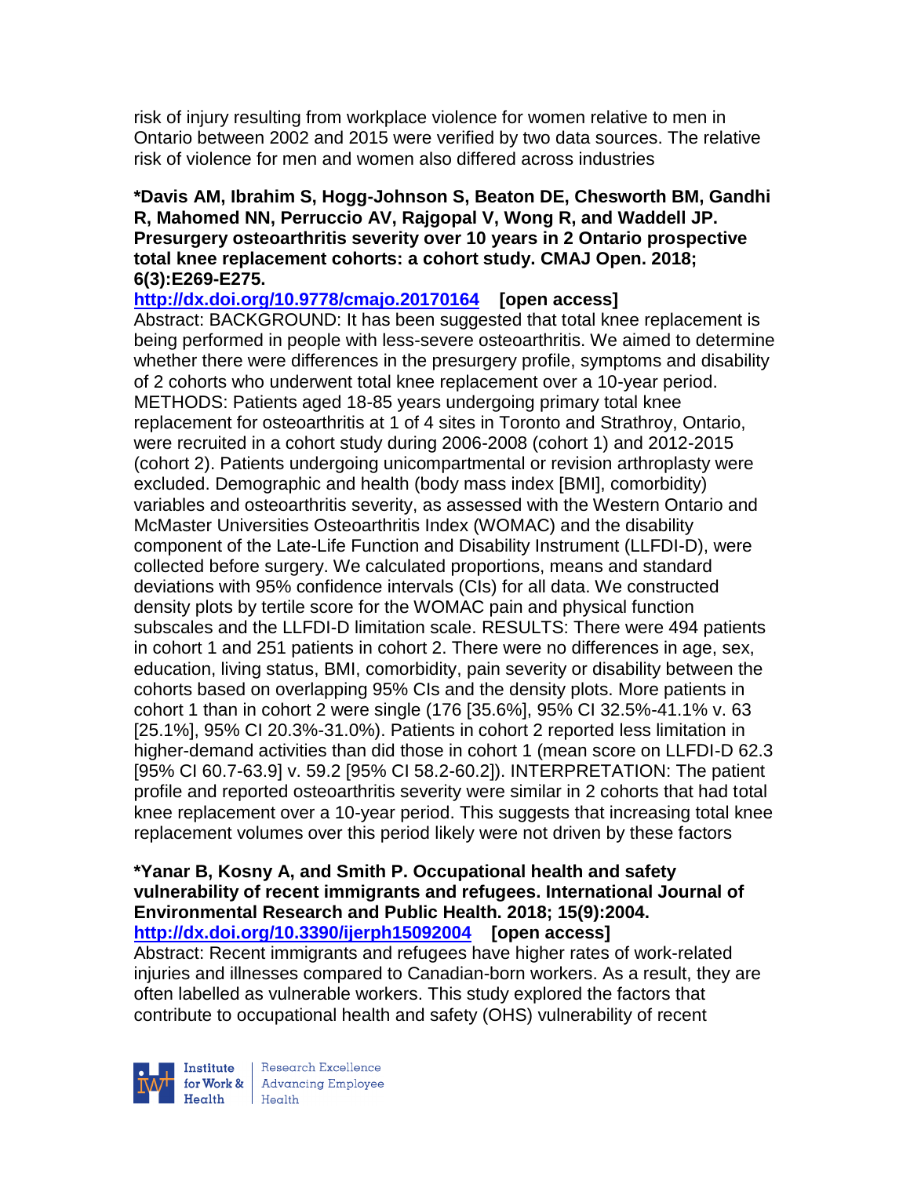risk of injury resulting from workplace violence for women relative to men in Ontario between 2002 and 2015 were verified by two data sources. The relative risk of violence for men and women also differed across industries

**\*Davis AM, Ibrahim S, Hogg-Johnson S, Beaton DE, Chesworth BM, Gandhi R, Mahomed NN, Perruccio AV, Rajgopal V, Wong R, and Waddell JP. Presurgery osteoarthritis severity over 10 years in 2 Ontario prospective total knee replacement cohorts: a cohort study. CMAJ Open. 2018; 6(3):E269-E275.**

**http://dx.doi.org/10.9778/cmajo.20170164 [open access]**

Abstract: BACKGROUND: It has been suggested that total knee replacement is being performed in people with less-severe osteoarthritis. We aimed to determine whether there were differences in the presurgery profile, symptoms and disability of 2 cohorts who underwent total knee replacement over a 10-year period. METHODS: Patients aged 18-85 years undergoing primary total knee replacement for osteoarthritis at 1 of 4 sites in Toronto and Strathroy, Ontario, were recruited in a cohort study during 2006-2008 (cohort 1) and 2012-2015 (cohort 2). Patients undergoing unicompartmental or revision arthroplasty were excluded. Demographic and health (body mass index [BMI], comorbidity) variables and osteoarthritis severity, as assessed with the Western Ontario and McMaster Universities Osteoarthritis Index (WOMAC) and the disability component of the Late-Life Function and Disability Instrument (LLFDI-D), were collected before surgery. We calculated proportions, means and standard deviations with 95% confidence intervals (CIs) for all data. We constructed density plots by tertile score for the WOMAC pain and physical function subscales and the LLFDI-D limitation scale. RESULTS: There were 494 patients in cohort 1 and 251 patients in cohort 2. There were no differences in age, sex, education, living status, BMI, comorbidity, pain severity or disability between the cohorts based on overlapping 95% CIs and the density plots. More patients in cohort 1 than in cohort 2 were single (176 [35.6%], 95% CI 32.5%-41.1% v. 63 [25.1%], 95% CI 20.3%-31.0%). Patients in cohort 2 reported less limitation in higher-demand activities than did those in cohort 1 (mean score on LLFDI-D 62.3 [95% CI 60.7-63.9] v. 59.2 [95% CI 58.2-60.2]). INTERPRETATION: The patient profile and reported osteoarthritis severity were similar in 2 cohorts that had total knee replacement over a 10-year period. This suggests that increasing total knee replacement volumes over this period likely were not driven by these factors

**\*Yanar B, Kosny A, and Smith P. Occupational health and safety vulnerability of recent immigrants and refugees. International Journal of Environmental Research and Public Health. 2018; 15(9):2004.**

**http://dx.doi.org/10.3390/ijerph15092004 [open access]**

Abstract: Recent immigrants and refugees have higher rates of work-related injuries and illnesses compared to Canadian-born workers. As a result, they are often labelled as vulnerable workers. This study explored the factors that contribute to occupational health and safety (OHS) vulnerability of recent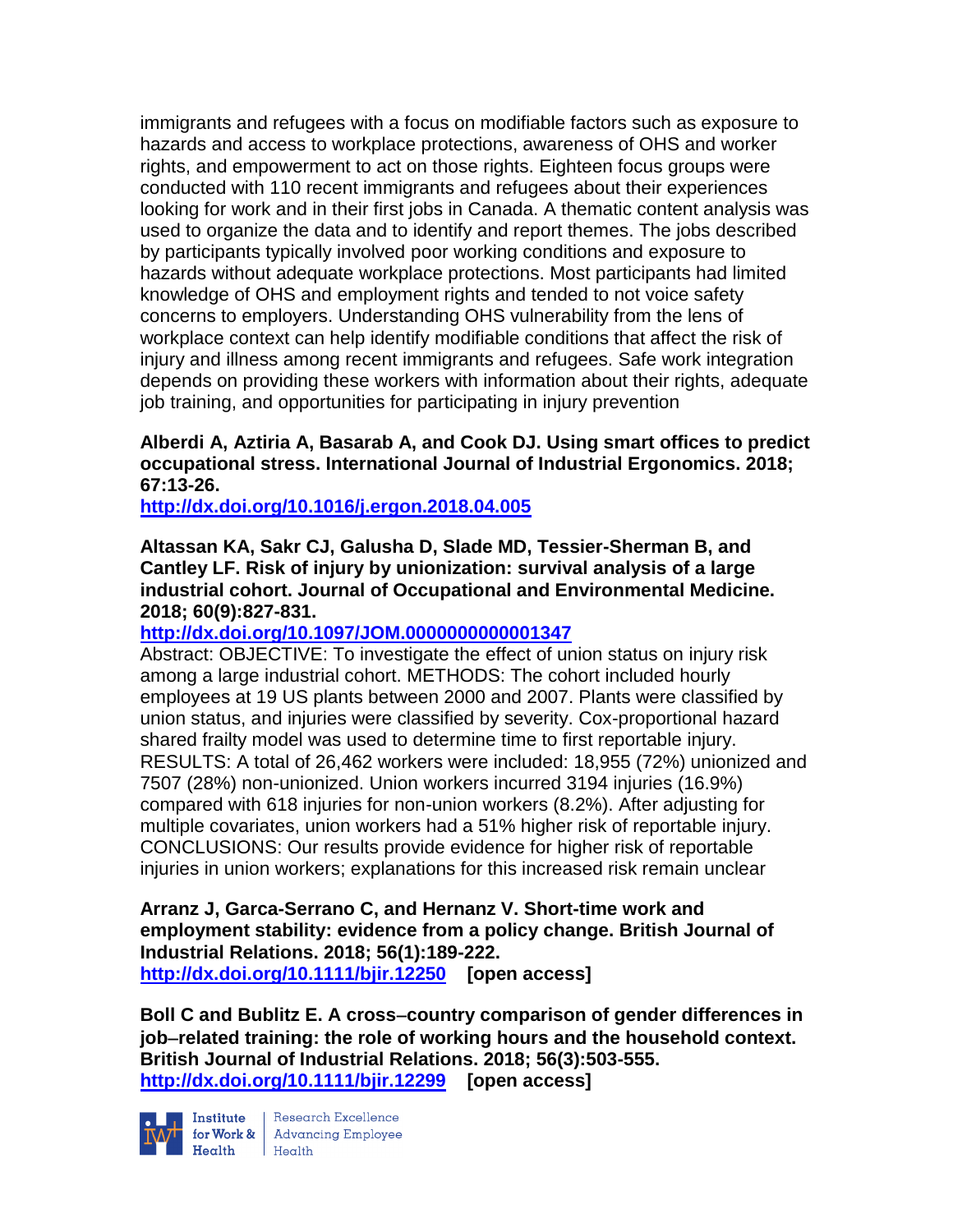immigrants and refugees with a focus on modifiable factors such as exposure to hazards and access to workplace protections, awareness of OHS and worker rights, and empowerment to act on those rights. Eighteen focus groups were conducted with 110 recent immigrants and refugees about their experiences looking for work and in their first jobs in Canada. A thematic content analysis was used to organize the data and to identify and report themes. The jobs described by participants typically involved poor working conditions and exposure to hazards without adequate workplace protections. Most participants had limited knowledge of OHS and employment rights and tended to not voice safety concerns to employers. Understanding OHS vulnerability from the lens of workplace context can help identify modifiable conditions that affect the risk of injury and illness among recent immigrants and refugees. Safe work integration depends on providing these workers with information about their rights, adequate job training, and opportunities for participating in injury prevention

**Alberdi A, Aztiria A, Basarab A, and Cook DJ. Using smart offices to predict occupational stress. International Journal of Industrial Ergonomics. 2018; 67:13-26.**
**http://dx.doi.org/10.1016/j.ergon.2018.04.005**

**Altassan KA, Sakr CJ, Galusha D, Slade MD, Tessier-Sherman B, and Cantley LF. Risk of injury by unionization: survival analysis of a large industrial cohort. Journal of Occupational and Environmental Medicine. 2018; 60(9):827-831.**
**http://dx.doi.org/10.1097/JOM.0000000000001347**
Abstract: OBJECTIVE: To investigate the effect of union status on injury risk among a large industrial cohort. METHODS: The cohort included hourly employees at 19 US plants between 2000 and 2007. Plants were classified by union status, and injuries were classified by severity. Cox-proportional hazard shared frailty model was used to determine time to first reportable injury. RESULTS: A total of 26,462 workers were included: 18,955 (72%) unionized and 7507 (28%) non-unionized. Union workers incurred 3194 injuries (16.9%) compared with 618 injuries for non-union workers (8.2%). After adjusting for multiple covariates, union workers had a 51% higher risk of reportable injury. CONCLUSIONS: Our results provide evidence for higher risk of reportable injuries in union workers; explanations for this increased risk remain unclear

**Arranz J, Garca-Serrano C, and Hernanz V. Short-time work and employment stability: evidence from a policy change. British Journal of Industrial Relations. 2018; 56(1):189-222.**
**http://dx.doi.org/10.1111/bjir.12250 [open access]**

**Boll C and Bublitz E. A cross–country comparison of gender differences in job–related training: the role of working hours and the household context. British Journal of Industrial Relations. 2018; 56(3):503-555.**
**http://dx.doi.org/10.1111/bjir.12299 [open access]**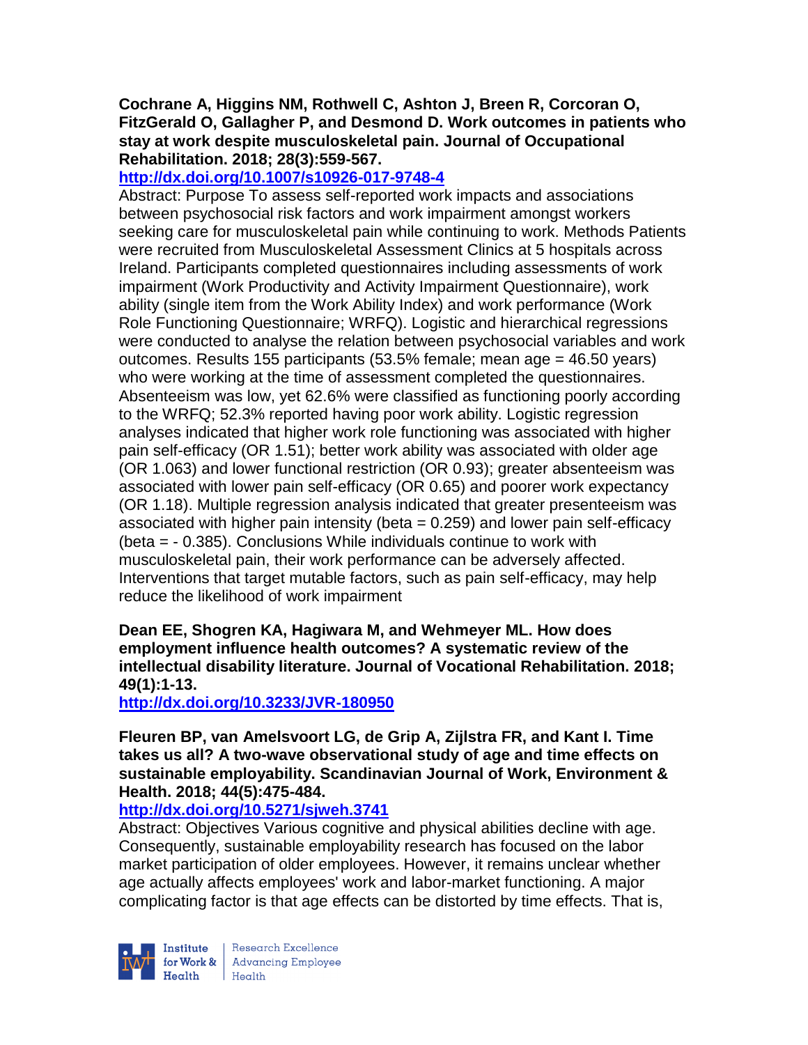**Cochrane A, Higgins NM, Rothwell C, Ashton J, Breen R, Corcoran O, FitzGerald O, Gallagher P, and Desmond D. Work outcomes in patients who stay at work despite musculoskeletal pain. Journal of Occupational Rehabilitation. 2018; 28(3):559-567.**

**http://dx.doi.org/10.1007/s10926-017-9748-4**

Abstract: Purpose To assess self-reported work impacts and associations between psychosocial risk factors and work impairment amongst workers seeking care for musculoskeletal pain while continuing to work. Methods Patients were recruited from Musculoskeletal Assessment Clinics at 5 hospitals across Ireland. Participants completed questionnaires including assessments of work impairment (Work Productivity and Activity Impairment Questionnaire), work ability (single item from the Work Ability Index) and work performance (Work Role Functioning Questionnaire; WRFQ). Logistic and hierarchical regressions were conducted to analyse the relation between psychosocial variables and work outcomes. Results 155 participants (53.5% female; mean age = 46.50 years) who were working at the time of assessment completed the questionnaires. Absenteeism was low, yet 62.6% were classified as functioning poorly according to the WRFQ; 52.3% reported having poor work ability. Logistic regression analyses indicated that higher work role functioning was associated with higher pain self-efficacy (OR 1.51); better work ability was associated with older age (OR 1.063) and lower functional restriction (OR 0.93); greater absenteeism was associated with lower pain self-efficacy (OR 0.65) and poorer work expectancy (OR 1.18). Multiple regression analysis indicated that greater presenteeism was associated with higher pain intensity (beta = 0.259) and lower pain self-efficacy (beta = - 0.385). Conclusions While individuals continue to work with musculoskeletal pain, their work performance can be adversely affected. Interventions that target mutable factors, such as pain self-efficacy, may help reduce the likelihood of work impairment

**Dean EE, Shogren KA, Hagiwara M, and Wehmeyer ML. How does employment influence health outcomes? A systematic review of the intellectual disability literature. Journal of Vocational Rehabilitation. 2018; 49(1):1-13.**

**http://dx.doi.org/10.3233/JVR-180950**

**Fleuren BP, van Amelsvoort LG, de Grip A, Zijlstra FR, and Kant I. Time takes us all? A two-wave observational study of age and time effects on sustainable employability. Scandinavian Journal of Work, Environment & Health. 2018; 44(5):475-484.**

**http://dx.doi.org/10.5271/sjweh.3741**

Abstract: Objectives Various cognitive and physical abilities decline with age. Consequently, sustainable employability research has focused on the labor market participation of older employees. However, it remains unclear whether age actually affects employees' work and labor-market functioning. A major complicating factor is that age effects can be distorted by time effects. That is,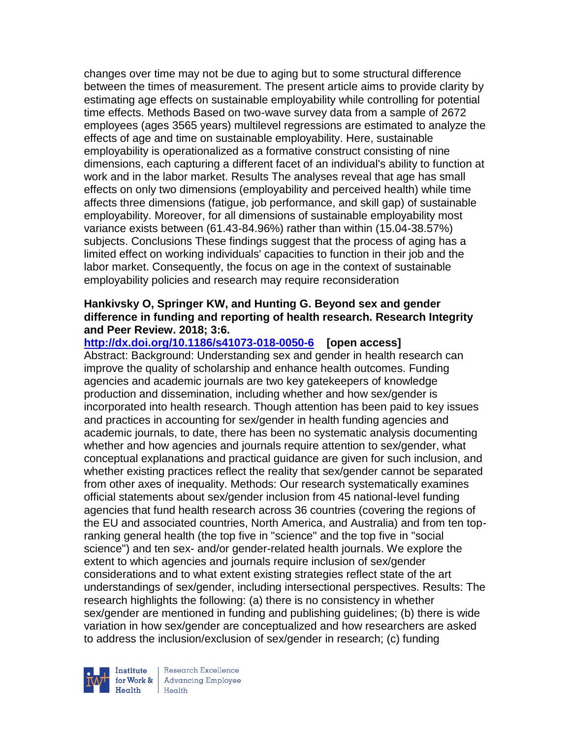changes over time may not be due to aging but to some structural difference between the times of measurement. The present article aims to provide clarity by estimating age effects on sustainable employability while controlling for potential time effects. Methods Based on two-wave survey data from a sample of 2672 employees (ages 3565 years) multilevel regressions are estimated to analyze the effects of age and time on sustainable employability. Here, sustainable employability is operationalized as a formative construct consisting of nine dimensions, each capturing a different facet of an individual's ability to function at work and in the labor market. Results The analyses reveal that age has small effects on only two dimensions (employability and perceived health) while time affects three dimensions (fatigue, job performance, and skill gap) of sustainable employability. Moreover, for all dimensions of sustainable employability most variance exists between (61.43-84.96%) rather than within (15.04-38.57%) subjects. Conclusions These findings suggest that the process of aging has a limited effect on working individuals' capacities to function in their job and the labor market. Consequently, the focus on age in the context of sustainable employability policies and research may require reconsideration

**Hankivsky O, Springer KW, and Hunting G. Beyond sex and gender difference in funding and reporting of health research. Research Integrity and Peer Review. 2018; 3:6.**

**http://dx.doi.org/10.1186/s41073-018-0050-6 [open access]**

Abstract: Background: Understanding sex and gender in health research can improve the quality of scholarship and enhance health outcomes. Funding agencies and academic journals are two key gatekeepers of knowledge production and dissemination, including whether and how sex/gender is incorporated into health research. Though attention has been paid to key issues and practices in accounting for sex/gender in health funding agencies and academic journals, to date, there has been no systematic analysis documenting whether and how agencies and journals require attention to sex/gender, what conceptual explanations and practical guidance are given for such inclusion, and whether existing practices reflect the reality that sex/gender cannot be separated from other axes of inequality. Methods: Our research systematically examines official statements about sex/gender inclusion from 45 national-level funding agencies that fund health research across 36 countries (covering the regions of the EU and associated countries, North America, and Australia) and from ten top-ranking general health (the top five in "science" and the top five in "social science") and ten sex- and/or gender-related health journals. We explore the extent to which agencies and journals require inclusion of sex/gender considerations and to what extent existing strategies reflect state of the art understandings of sex/gender, including intersectional perspectives. Results: The research highlights the following: (a) there is no consistency in whether sex/gender are mentioned in funding and publishing guidelines; (b) there is wide variation in how sex/gender are conceptualized and how researchers are asked to address the inclusion/exclusion of sex/gender in research; (c) funding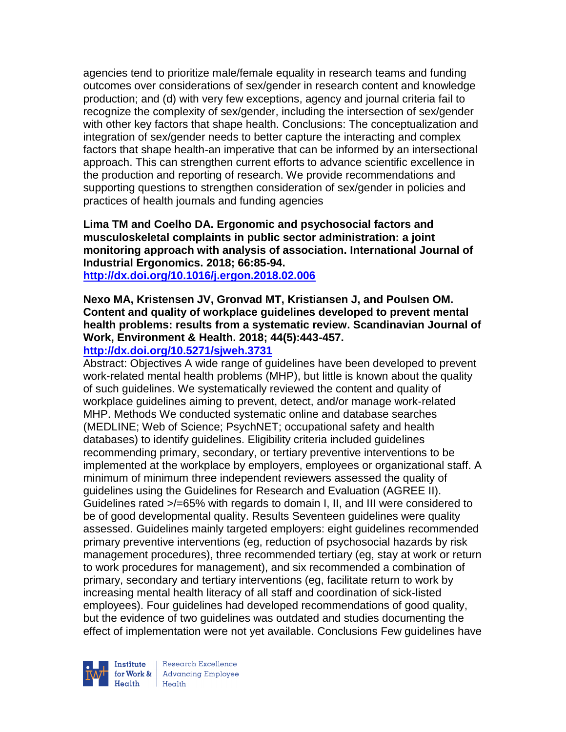agencies tend to prioritize male/female equality in research teams and funding outcomes over considerations of sex/gender in research content and knowledge production; and (d) with very few exceptions, agency and journal criteria fail to recognize the complexity of sex/gender, including the intersection of sex/gender with other key factors that shape health. Conclusions: The conceptualization and integration of sex/gender needs to better capture the interacting and complex factors that shape health-an imperative that can be informed by an intersectional approach. This can strengthen current efforts to advance scientific excellence in the production and reporting of research. We provide recommendations and supporting questions to strengthen consideration of sex/gender in policies and practices of health journals and funding agencies

**Lima TM and Coelho DA. Ergonomic and psychosocial factors and musculoskeletal complaints in public sector administration: a joint monitoring approach with analysis of association. International Journal of Industrial Ergonomics. 2018; 66:85-94.**
**http://dx.doi.org/10.1016/j.ergon.2018.02.006**

**Nexo MA, Kristensen JV, Gronvad MT, Kristiansen J, and Poulsen OM. Content and quality of workplace guidelines developed to prevent mental health problems: results from a systematic review. Scandinavian Journal of Work, Environment & Health. 2018; 44(5):443-457.**
**http://dx.doi.org/10.5271/sjweh.3731**

Abstract: Objectives A wide range of guidelines have been developed to prevent work-related mental health problems (MHP), but little is known about the quality of such guidelines. We systematically reviewed the content and quality of workplace guidelines aiming to prevent, detect, and/or manage work-related MHP. Methods We conducted systematic online and database searches (MEDLINE; Web of Science; PsychNET; occupational safety and health databases) to identify guidelines. Eligibility criteria included guidelines recommending primary, secondary, or tertiary preventive interventions to be implemented at the workplace by employers, employees or organizational staff. A minimum of minimum three independent reviewers assessed the quality of guidelines using the Guidelines for Research and Evaluation (AGREE II). Guidelines rated >/=65% with regards to domain I, II, and III were considered to be of good developmental quality. Results Seventeen guidelines were quality assessed. Guidelines mainly targeted employers: eight guidelines recommended primary preventive interventions (eg, reduction of psychosocial hazards by risk management procedures), three recommended tertiary (eg, stay at work or return to work procedures for management), and six recommended a combination of primary, secondary and tertiary interventions (eg, facilitate return to work by increasing mental health literacy of all staff and coordination of sick-listed employees). Four guidelines had developed recommendations of good quality, but the evidence of two guidelines was outdated and studies documenting the effect of implementation were not yet available. Conclusions Few guidelines have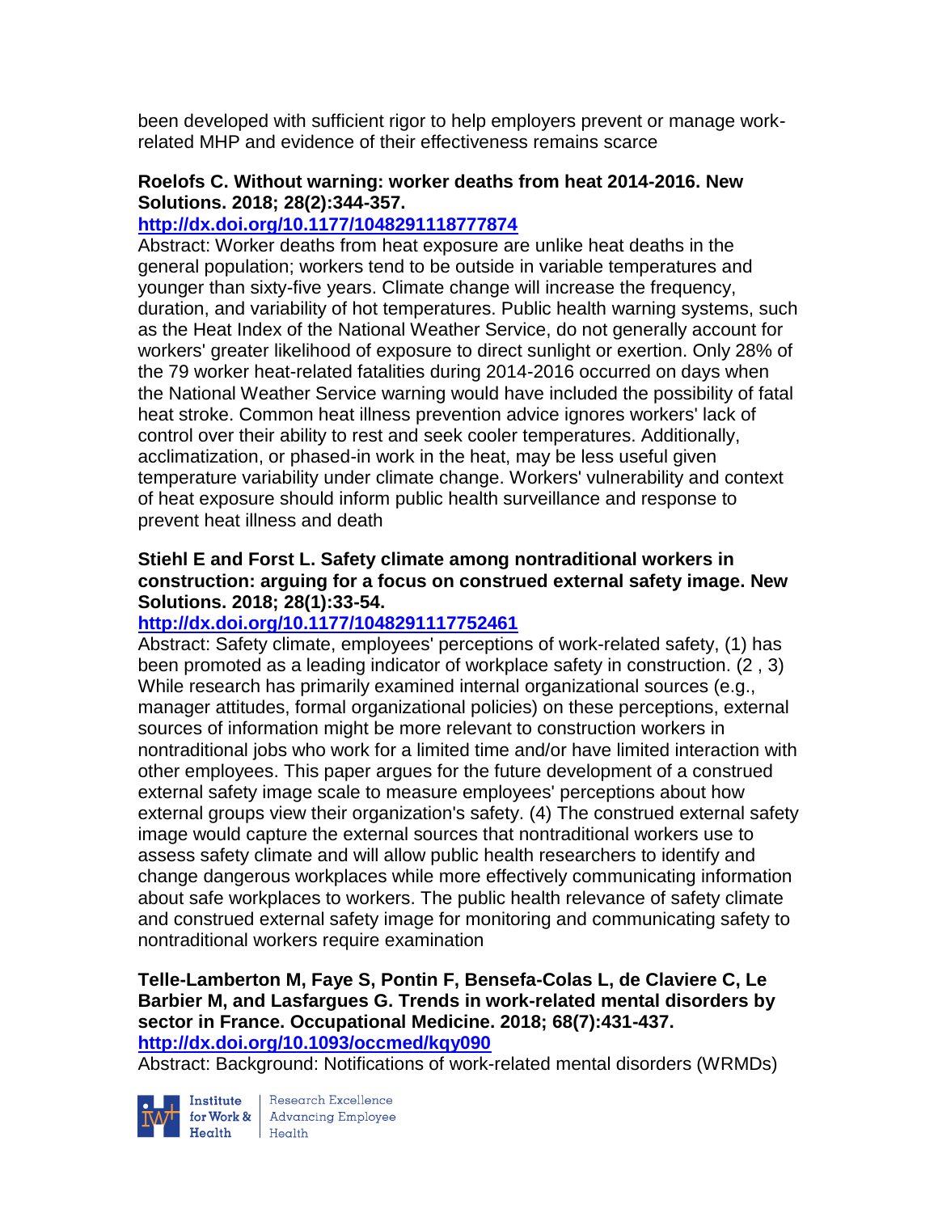been developed with sufficient rigor to help employers prevent or manage work-related MHP and evidence of their effectiveness remains scarce

**Roelofs C. Without warning: worker deaths from heat 2014-2016. New Solutions. 2018; 28(2):344-357.**
**http://dx.doi.org/10.1177/1048291118777874**
Abstract: Worker deaths from heat exposure are unlike heat deaths in the general population; workers tend to be outside in variable temperatures and younger than sixty-five years. Climate change will increase the frequency, duration, and variability of hot temperatures. Public health warning systems, such as the Heat Index of the National Weather Service, do not generally account for workers' greater likelihood of exposure to direct sunlight or exertion. Only 28% of the 79 worker heat-related fatalities during 2014-2016 occurred on days when the National Weather Service warning would have included the possibility of fatal heat stroke. Common heat illness prevention advice ignores workers' lack of control over their ability to rest and seek cooler temperatures. Additionally, acclimatization, or phased-in work in the heat, may be less useful given temperature variability under climate change. Workers' vulnerability and context of heat exposure should inform public health surveillance and response to prevent heat illness and death

**Stiehl E and Forst L. Safety climate among nontraditional workers in construction: arguing for a focus on construed external safety image. New Solutions. 2018; 28(1):33-54.**
**http://dx.doi.org/10.1177/1048291117752461**
Abstract: Safety climate, employees' perceptions of work-related safety, (1) has been promoted as a leading indicator of workplace safety in construction. (2 , 3) While research has primarily examined internal organizational sources (e.g., manager attitudes, formal organizational policies) on these perceptions, external sources of information might be more relevant to construction workers in nontraditional jobs who work for a limited time and/or have limited interaction with other employees. This paper argues for the future development of a construed external safety image scale to measure employees' perceptions about how external groups view their organization's safety. (4) The construed external safety image would capture the external sources that nontraditional workers use to assess safety climate and will allow public health researchers to identify and change dangerous workplaces while more effectively communicating information about safe workplaces to workers. The public health relevance of safety climate and construed external safety image for monitoring and communicating safety to nontraditional workers require examination

**Telle-Lamberton M, Faye S, Pontin F, Bensefa-Colas L, de Claviere C, Le Barbier M, and Lasfargues G. Trends in work-related mental disorders by sector in France. Occupational Medicine. 2018; 68(7):431-437.**
**http://dx.doi.org/10.1093/occmed/kqy090**
Abstract: Background: Notifications of work-related mental disorders (WRMDs)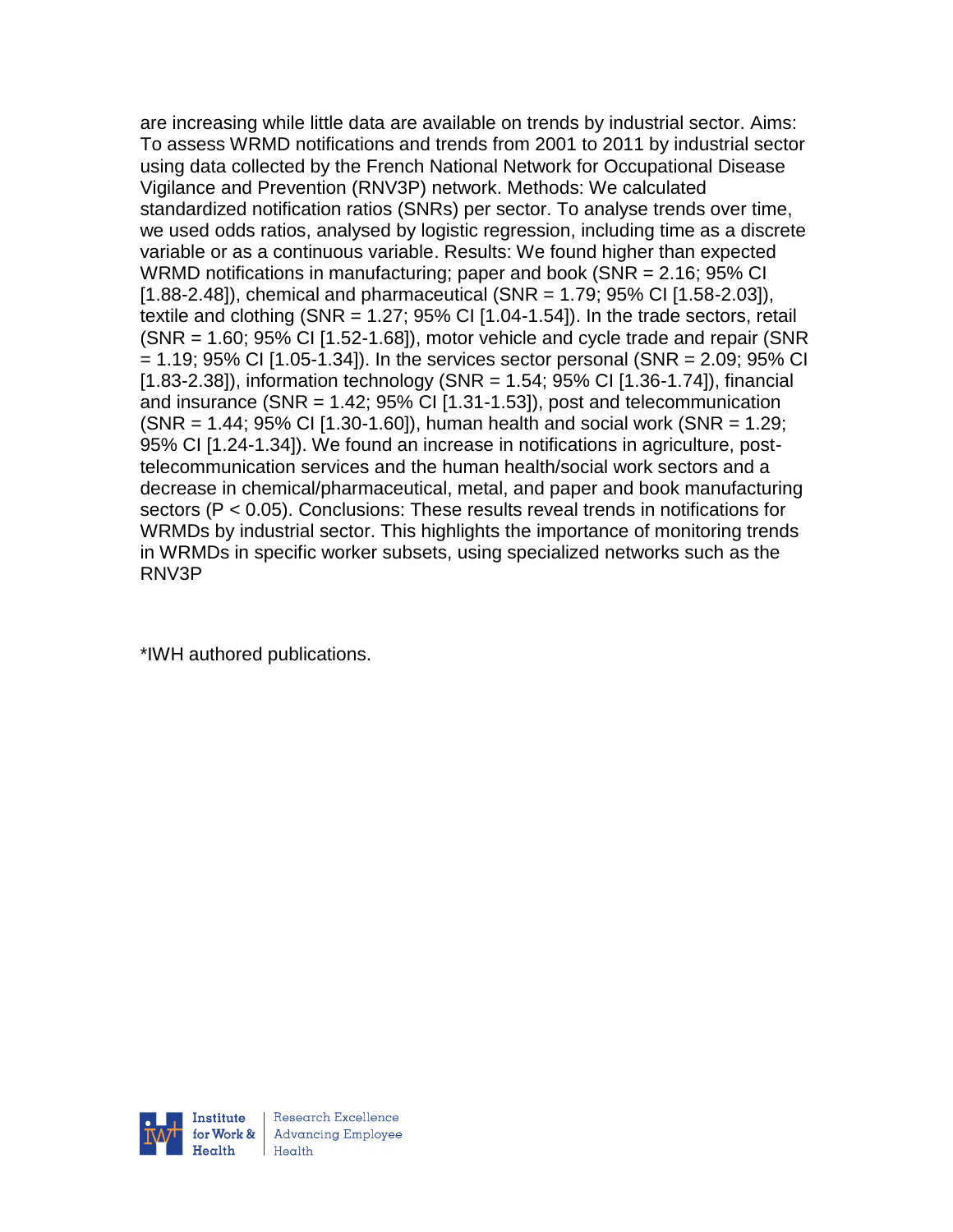are increasing while little data are available on trends by industrial sector. Aims: To assess WRMD notifications and trends from 2001 to 2011 by industrial sector using data collected by the French National Network for Occupational Disease Vigilance and Prevention (RNV3P) network. Methods: We calculated standardized notification ratios (SNRs) per sector. To analyse trends over time, we used odds ratios, analysed by logistic regression, including time as a discrete variable or as a continuous variable. Results: We found higher than expected WRMD notifications in manufacturing; paper and book (SNR = 2.16; 95% CI [1.88-2.48]), chemical and pharmaceutical (SNR = 1.79; 95% CI [1.58-2.03]), textile and clothing (SNR = 1.27; 95% CI [1.04-1.54]). In the trade sectors, retail (SNR = 1.60; 95% CI [1.52-1.68]), motor vehicle and cycle trade and repair (SNR = 1.19; 95% CI [1.05-1.34]). In the services sector personal (SNR = 2.09; 95% CI [1.83-2.38]), information technology (SNR = 1.54; 95% CI [1.36-1.74]), financial and insurance (SNR = 1.42; 95% CI [1.31-1.53]), post and telecommunication (SNR = 1.44; 95% CI [1.30-1.60]), human health and social work (SNR = 1.29; 95% CI [1.24-1.34]). We found an increase in notifications in agriculture, post-telecommunication services and the human health/social work sectors and a decrease in chemical/pharmaceutical, metal, and paper and book manufacturing sectors ($P < 0.05$). Conclusions: These results reveal trends in notifications for WRMDs by industrial sector. This highlights the importance of monitoring trends in WRMDs in specific worker subsets, using specialized networks such as the RNV3P

*IWH authored publications.